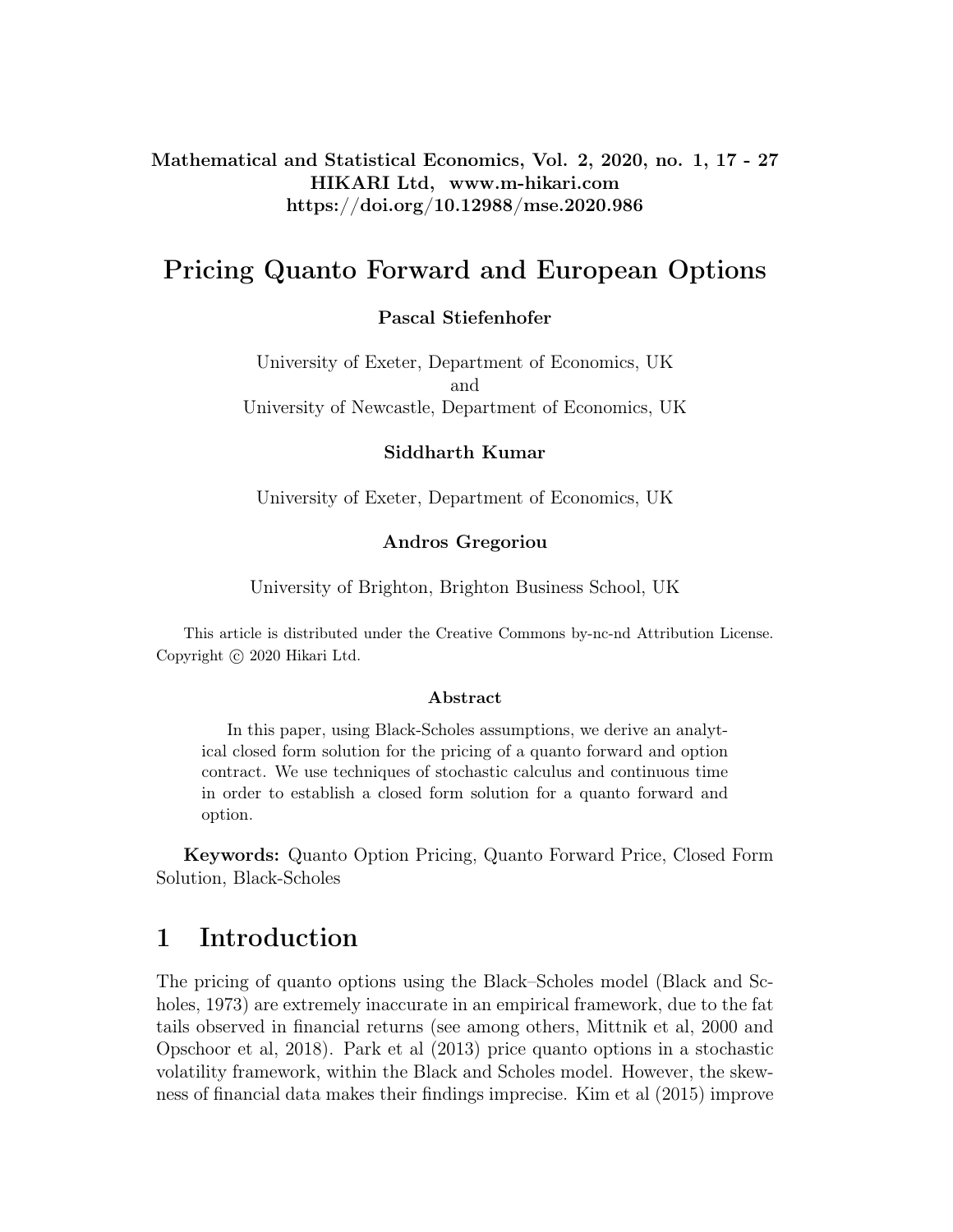Mathematical and Statistical Economics, Vol. 2, 2020, no. 1, 17 - 27
HIKARI Ltd, www.m-hikari.com
https://doi.org/10.12988/mse.2020.986

# Pricing Quanto Forward and European Options

**Pascal Stiefenhofer**

University of Exeter, Department of Economics, UK
and
University of Newcastle, Department of Economics, UK

**Siddharth Kumar**

University of Exeter, Department of Economics, UK

**Andros Gregoriou**

University of Brighton, Brighton Business School, UK

This article is distributed under the Creative Commons by-nc-nd Attribution License. Copyright © 2020 Hikari Ltd.

### Abstract

In this paper, using Black-Scholes assumptions, we derive an analytical closed form solution for the pricing of a quanto forward and option contract. We use techniques of stochastic calculus and continuous time in order to establish a closed form solution for a quanto forward and option.

**Keywords:** Quanto Option Pricing, Quanto Forward Price, Closed Form Solution, Black-Scholes

## 1 Introduction

The pricing of quanto options using the Black–Scholes model (Black and Scholes, 1973) are extremely inaccurate in an empirical framework, due to the fat tails observed in financial returns (see among others, Mittnik et al, 2000 and Opschoor et al, 2018). Park et al (2013) price quanto options in a stochastic volatility framework, within the Black and Scholes model. However, the skewness of financial data makes their findings imprecise. Kim et al (2015) improve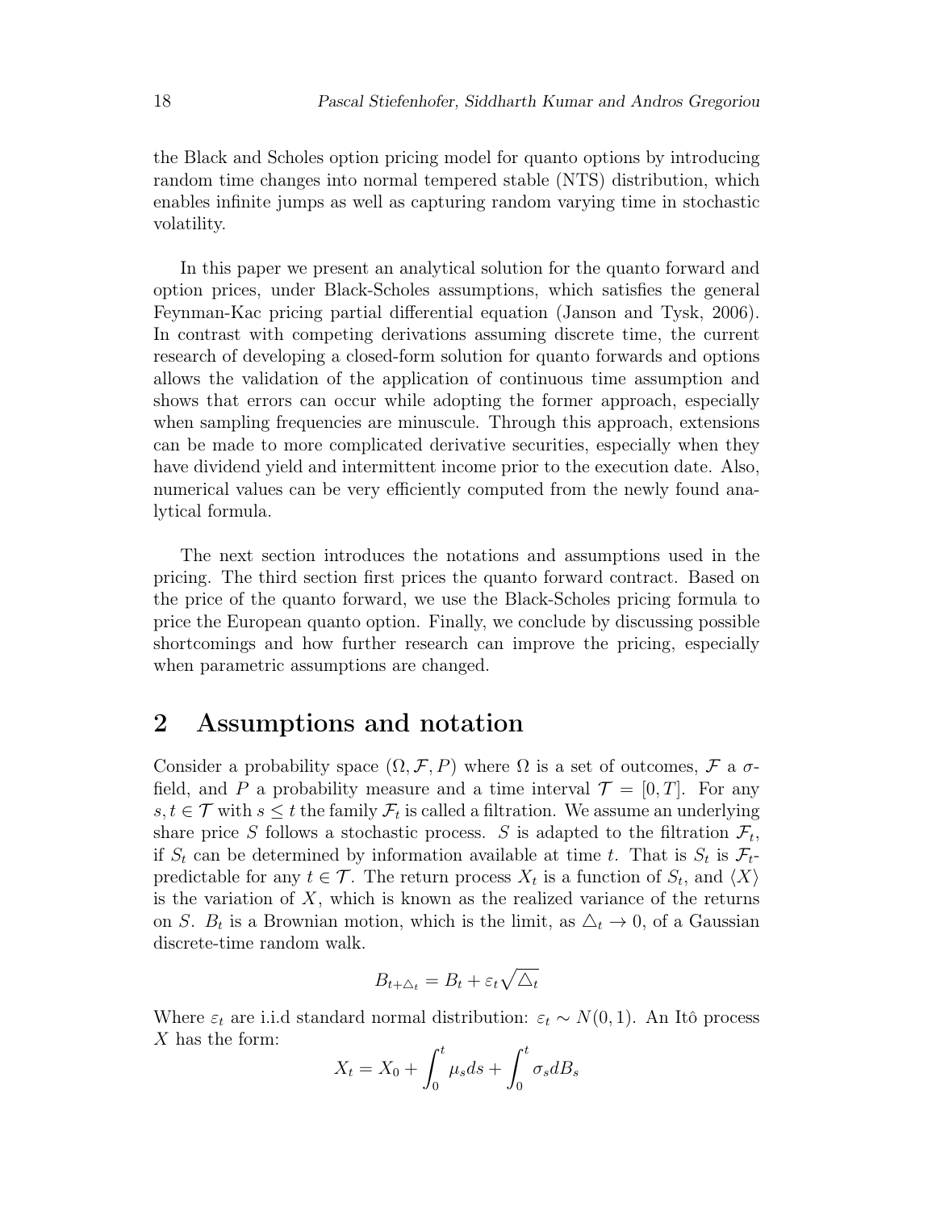the Black and Scholes option pricing model for quanto options by introducing random time changes into normal tempered stable (NTS) distribution, which enables infinite jumps as well as capturing random varying time in stochastic volatility.

In this paper we present an analytical solution for the quanto forward and option prices, under Black-Scholes assumptions, which satisfies the general Feynman-Kac pricing partial differential equation (Janson and Tysk, 2006). In contrast with competing derivations assuming discrete time, the current research of developing a closed-form solution for quanto forwards and options allows the validation of the application of continuous time assumption and shows that errors can occur while adopting the former approach, especially when sampling frequencies are minuscule. Through this approach, extensions can be made to more complicated derivative securities, especially when they have dividend yield and intermittent income prior to the execution date. Also, numerical values can be very efficiently computed from the newly found analytical formula.

The next section introduces the notations and assumptions used in the pricing. The third section first prices the quanto forward contract. Based on the price of the quanto forward, we use the Black-Scholes pricing formula to price the European quanto option. Finally, we conclude by discussing possible shortcomings and how further research can improve the pricing, especially when parametric assumptions are changed.

## 2 Assumptions and notation

Consider a probability space $(\Omega, \mathcal{F}, P)$ where $\Omega$ is a set of outcomes, $\mathcal{F}$ a $\sigma$-field, and $P$ a probability measure and a time interval $\mathcal{T} = [0, T]$. For any $s, t \in \mathcal{T}$ with $s \leq t$ the family $\mathcal{F}_t$ is called a filtration. We assume an underlying share price $S$ follows a stochastic process. $S$ is adapted to the filtration $\mathcal{F}_t$, if $S_t$ can be determined by information available at time $t$. That is $S_t$ is $\mathcal{F}_t$-predictable for any $t \in \mathcal{T}$. The return process $X_t$ is a function of $S_t$, and $\langle X \rangle$ is the variation of $X$, which is known as the realized variance of the returns on $S$. $B_t$ is a Brownian motion, which is the limit, as $\triangle_t \to 0$, of a Gaussian discrete-time random walk.

$$B_{t+\triangle_t} = B_t + \varepsilon_t \sqrt{\triangle_t}$$

Where $\varepsilon_t$ are i.i.d standard normal distribution: $\varepsilon_t \sim N(0, 1)$. An Itô process $X$ has the form:

$$X_t = X_0 + \int_0^t \mu_s ds + \int_0^t \sigma_s dB_s$$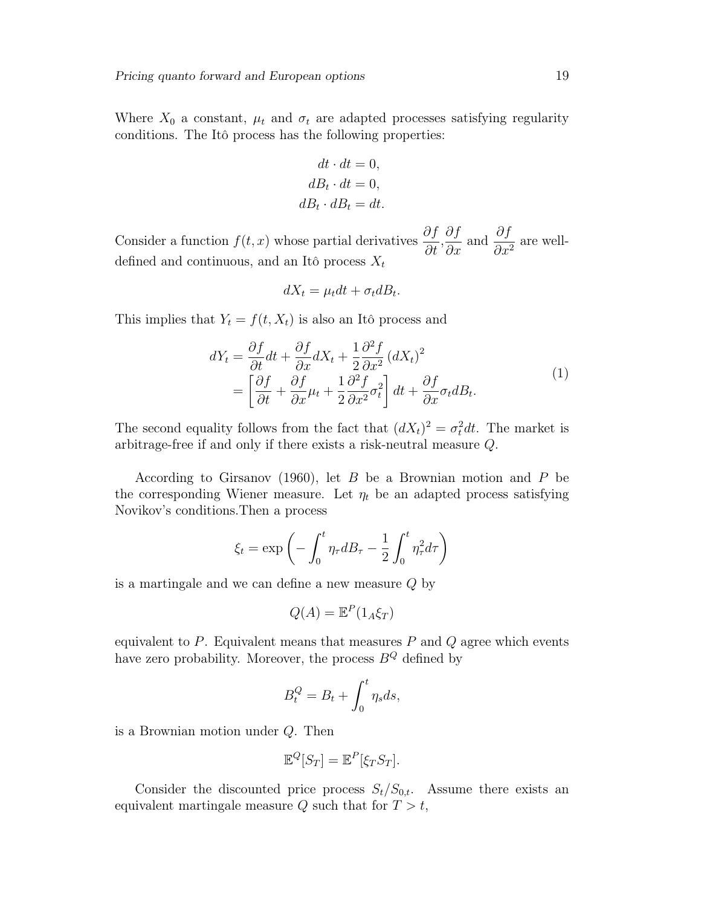Where $X_0$ a constant, $\mu_t$ and $\sigma_t$ are adapted processes satisfying regularity conditions. The Itô process has the following properties:

$$
\begin{aligned}
dt \cdot dt &= 0, \\
dB_t \cdot dt &= 0, \\
dB_t \cdot dB_t &= dt.
\end{aligned}
$$

Consider a function $f(t, x)$ whose partial derivatives $\dfrac{\partial f}{\partial t}, \dfrac{\partial f}{\partial x}$ and $\dfrac{\partial f}{\partial x^2}$ are well-defined and continuous, and an Itô process $X_t$

$$
dX_t = \mu_t dt + \sigma_t dB_t.
$$

This implies that $Y_t = f(t, X_t)$ is also an Itô process and

$$
\begin{aligned}
dY_t &= \frac{\partial f}{\partial t} dt + \frac{\partial f}{\partial x} dX_t + \frac{1}{2} \frac{\partial^2 f}{\partial x^2} (dX_t)^2 \\
&= \left[ \frac{\partial f}{\partial t} + \frac{\partial f}{\partial x} \mu_t + \frac{1}{2} \frac{\partial^2 f}{\partial x^2} \sigma_t^2 \right] dt + \frac{\partial f}{\partial x} \sigma_t dB_t.
\end{aligned}
\tag{1}
$$

The second equality follows from the fact that $(dX_t)^2 = \sigma_t^2 dt$. The market is arbitrage-free if and only if there exists a risk-neutral measure $Q$.

According to Girsanov (1960), let $B$ be a Brownian motion and $P$ be the corresponding Wiener measure. Let $\eta_t$ be an adapted process satisfying Novikov's conditions.Then a process

$$
\xi_t = \exp\left( -\int_0^t \eta_\tau dB_\tau - \frac{1}{2} \int_0^t \eta_\tau^2 d\tau \right)
$$

is a martingale and we can define a new measure $Q$ by

$$
Q(A) = \mathbb{E}^P(1_A \xi_T)
$$

equivalent to $P$. Equivalent means that measures $P$ and $Q$ agree which events have zero probability. Moreover, the process $B^Q$ defined by

$$
B_t^Q = B_t + \int_0^t \eta_s ds,
$$

is a Brownian motion under $Q$. Then

$$
\mathbb{E}^Q[S_T] = \mathbb{E}^P[\xi_T S_T].
$$

Consider the discounted price process $S_t / S_{0,t}$. Assume there exists an equivalent martingale measure $Q$ such that for $T > t$,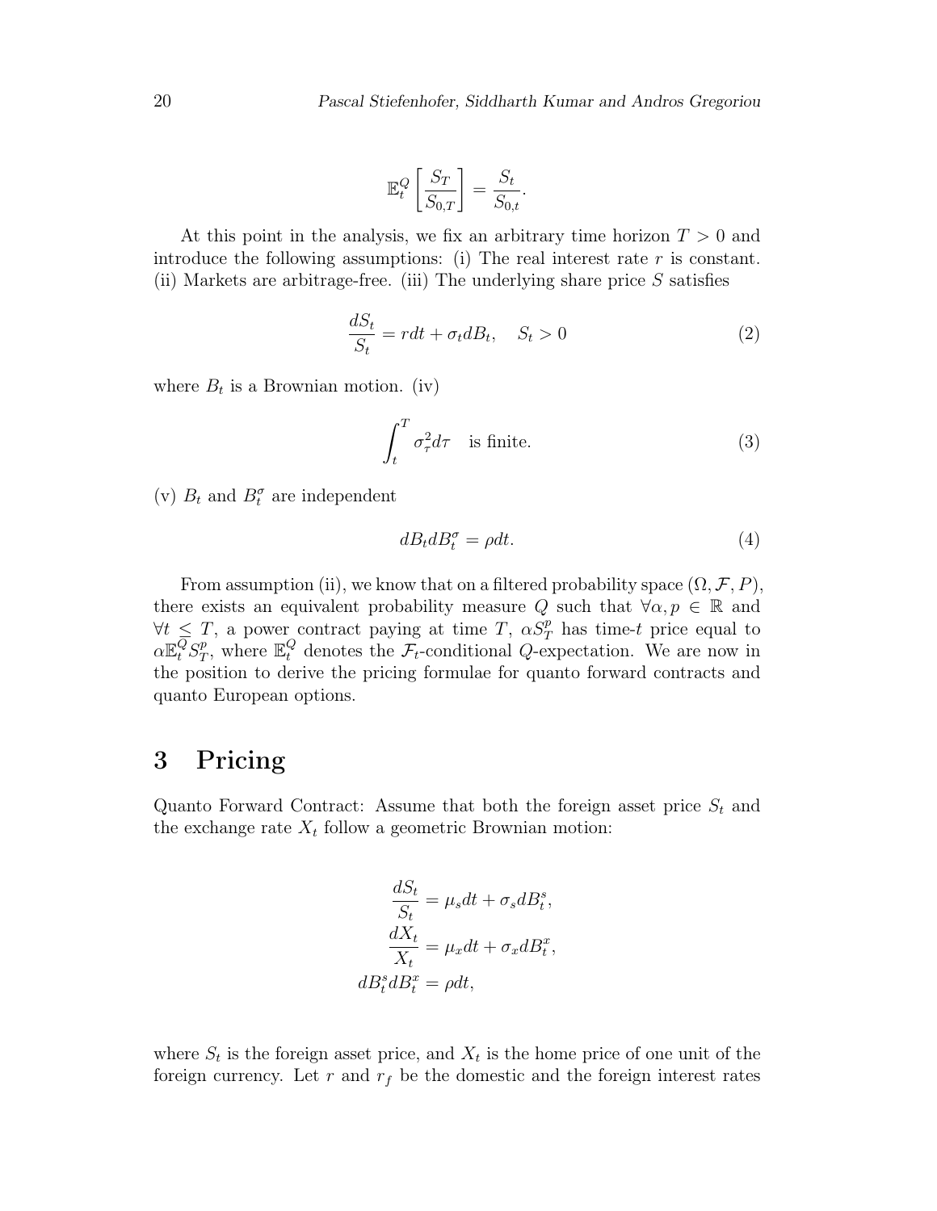$$\mathbb{E}_t^Q \left[ \frac{S_T}{S_{0,T}} \right] = \frac{S_t}{S_{0,t}}.$$

At this point in the analysis, we fix an arbitrary time horizon $T > 0$ and introduce the following assumptions: (i) The real interest rate $r$ is constant. (ii) Markets are arbitrage-free. (iii) The underlying share price $S$ satisfies

$$\frac{dS_t}{S_t} = r dt + \sigma_t dB_t, \quad S_t > 0 \tag{2}$$

where $B_t$ is a Brownian motion. (iv)

$$\int_t^T \sigma_\tau^2 d\tau \quad \text{is finite.} \tag{3}$$

(v) $B_t$ and $B_t^\sigma$ are independent

$$dB_t dB_t^\sigma = \rho dt. \tag{4}$$

From assumption (ii), we know that on a filtered probability space $(\Omega, \mathcal{F}, P)$, there exists an equivalent probability measure $Q$ such that $\forall \alpha, p \in \mathbb{R}$ and $\forall t \leq T$, a power contract paying at time $T$, $\alpha S_T^p$ has time-$t$ price equal to $\alpha \mathbb{E}_t^Q S_T^p$, where $\mathbb{E}_t^Q$ denotes the $\mathcal{F}_t$-conditional $Q$-expectation. We are now in the position to derive the pricing formulae for quanto forward contracts and quanto European options.

# 3 Pricing

Quanto Forward Contract: Assume that both the foreign asset price $S_t$ and the exchange rate $X_t$ follow a geometric Brownian motion:

$$\begin{aligned}
\frac{dS_t}{S_t} &= \mu_s dt + \sigma_s dB_t^s, \\
\frac{dX_t}{X_t} &= \mu_x dt + \sigma_x dB_t^x, \\
dB_t^s dB_t^x &= \rho dt,
\end{aligned}$$

where $S_t$ is the foreign asset price, and $X_t$ is the home price of one unit of the foreign currency. Let $r$ and $r_f$ be the domestic and the foreign interest rates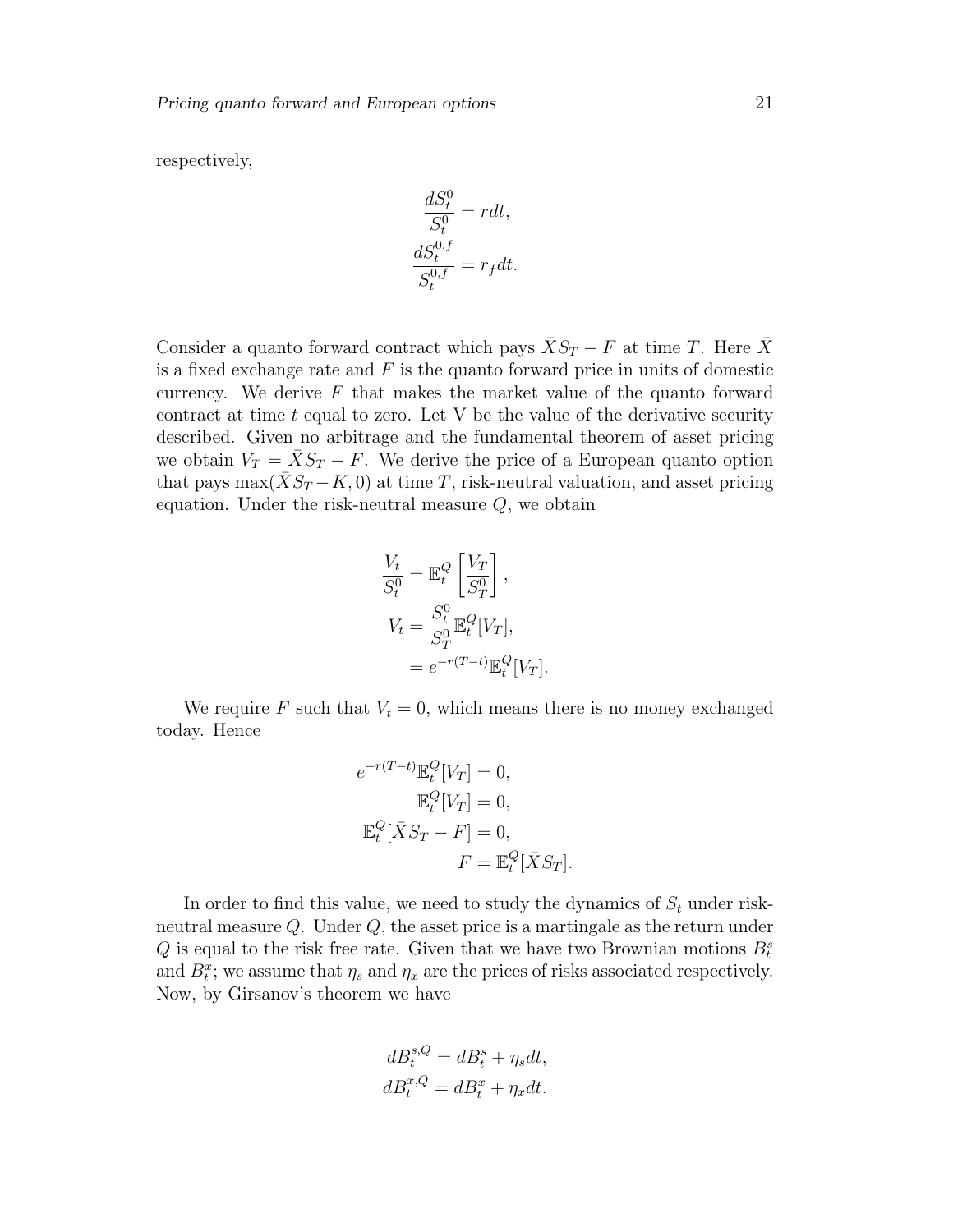respectively,

$$\frac{dS_t^0}{S_t^0} = rdt,$$
$$\frac{dS_t^{0,f}}{S_t^{0,f}} = r_f dt.$$

Consider a quanto forward contract which pays $\bar{X}S_T - F$ at time $T$. Here $\bar{X}$ is a fixed exchange rate and $F$ is the quanto forward price in units of domestic currency. We derive $F$ that makes the market value of the quanto forward contract at time $t$ equal to zero. Let V be the value of the derivative security described. Given no arbitrage and the fundamental theorem of asset pricing we obtain $V_T = \bar{X}S_T - F$. We derive the price of a European quanto option that pays $\max(\bar{X}S_T - K, 0)$ at time $T$, risk-neutral valuation, and asset pricing equation. Under the risk-neutral measure $Q$, we obtain

$$\frac{V_t}{S_t^0} = \mathbb{E}_t^Q\left[\frac{V_T}{S_T^0}\right],$$
$$V_t = \frac{S_t^0}{S_T^0}\mathbb{E}_t^Q[V_T],$$
$$= e^{-r(T-t)}\mathbb{E}_t^Q[V_T].$$

We require $F$ such that $V_t = 0$, which means there is no money exchanged today. Hence

$$e^{-r(T-t)}\mathbb{E}_t^Q[V_T] = 0,$$
$$\mathbb{E}_t^Q[V_T] = 0,$$
$$\mathbb{E}_t^Q[\bar{X}S_T - F] = 0,$$
$$F = \mathbb{E}_t^Q[\bar{X}S_T].$$

In order to find this value, we need to study the dynamics of $S_t$ under risk-neutral measure $Q$. Under $Q$, the asset price is a martingale as the return under $Q$ is equal to the risk free rate. Given that we have two Brownian motions $B_t^s$ and $B_t^x$; we assume that $\eta_s$ and $\eta_x$ are the prices of risks associated respectively. Now, by Girsanov's theorem we have

$$dB_t^{s,Q} = dB_t^s + \eta_s dt,$$
$$dB_t^{x,Q} = dB_t^x + \eta_x dt.$$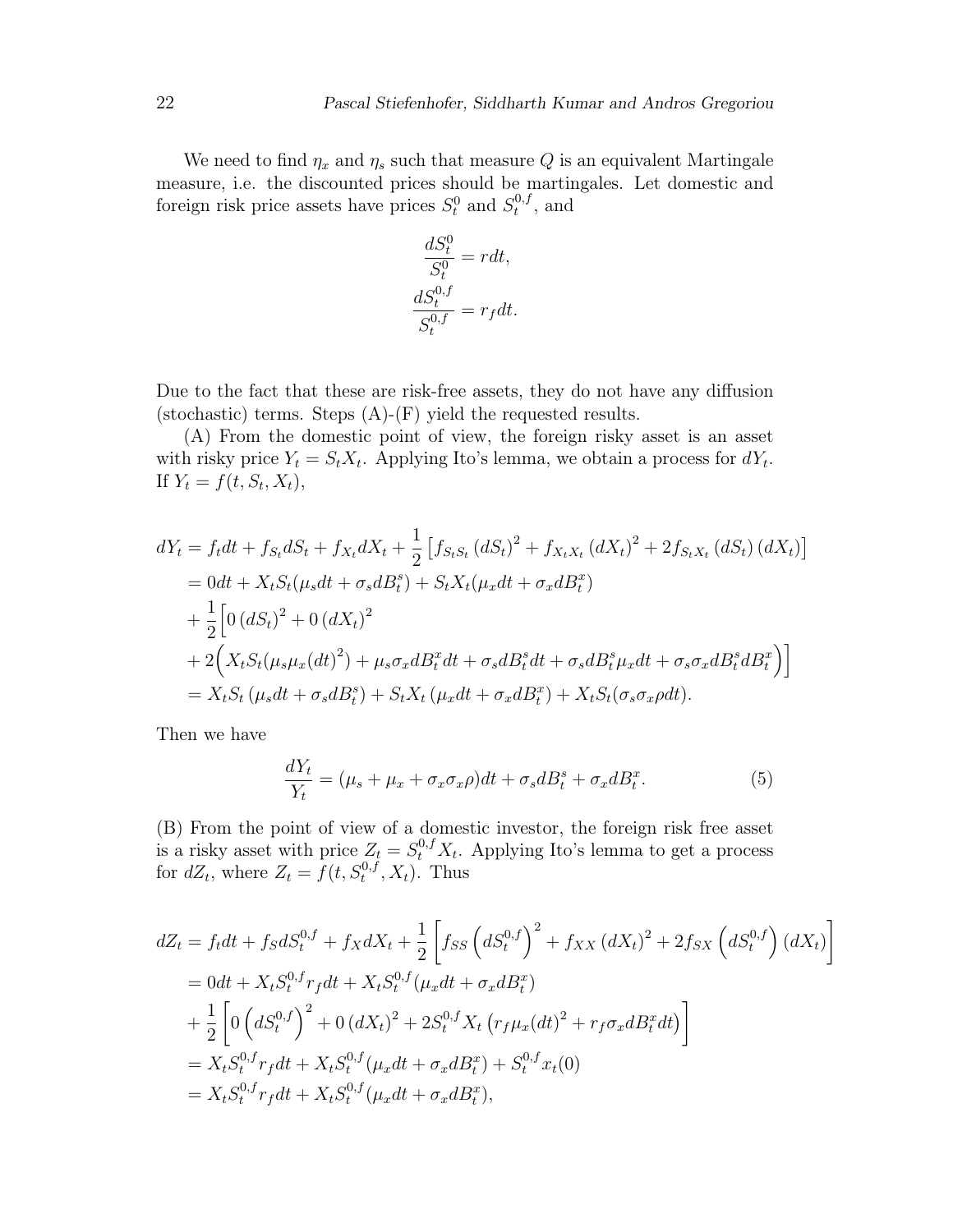We need to find $\eta_x$ and $\eta_s$ such that measure $Q$ is an equivalent Martingale measure, i.e. the discounted prices should be martingales. Let domestic and foreign risk price assets have prices $S_t^0$ and $S_t^{0,f}$, and

$$\frac{dS_t^0}{S_t^0} = rdt,$$
$$\frac{dS_t^{0,f}}{S_t^{0,f}} = r_f dt.$$

Due to the fact that these are risk-free assets, they do not have any diffusion (stochastic) terms. Steps (A)-(F) yield the requested results.

(A) From the domestic point of view, the foreign risky asset is an asset with risky price $Y_t = S_t X_t$. Applying Ito's lemma, we obtain a process for $dY_t$. If $Y_t = f(t, S_t, X_t)$,

$$\begin{aligned}
dY_t &= f_t dt + f_{S_t} dS_t + f_{X_t} dX_t + \frac{1}{2}\left[f_{S_t S_t}(dS_t)^2 + f_{X_t X_t}(dX_t)^2 + 2 f_{S_t X_t}(dS_t)(dX_t)\right] \\
&= 0dt + X_t S_t(\mu_s dt + \sigma_s dB_t^s) + S_t X_t(\mu_x dt + \sigma_x dB_t^x) \\
&+ \frac{1}{2}\Big[0\,(dS_t)^2 + 0\,(dX_t)^2 \\
&+ 2\Big(X_t S_t(\mu_s \mu_x (dt)^2) + \mu_s \sigma_x dB_t^x dt + \sigma_s dB_t^s dt + \sigma_s dB_t^s \mu_x dt + \sigma_s \sigma_x dB_t^s dB_t^x\Big)\Big] \\
&= X_t S_t\left(\mu_s dt + \sigma_s dB_t^s\right) + S_t X_t\left(\mu_x dt + \sigma_x dB_t^x\right) + X_t S_t(\sigma_s \sigma_x \rho dt).
\end{aligned}$$

Then we have

$$\frac{dY_t}{Y_t} = (\mu_s + \mu_x + \sigma_x \sigma_x \rho)dt + \sigma_s dB_t^s + \sigma_x dB_t^x. \tag{5}$$

(B) From the point of view of a domestic investor, the foreign risk free asset is a risky asset with price $Z_t = S_t^{0,f} X_t$. Applying Ito's lemma to get a process for $dZ_t$, where $Z_t = f(t, S_t^{0,f}, X_t)$. Thus

$$\begin{aligned}
dZ_t &= f_t dt + f_S dS_t^{0,f} + f_X dX_t + \frac{1}{2}\left[f_{SS}\left(dS_t^{0,f}\right)^2 + f_{XX}(dX_t)^2 + 2 f_{SX}\left(dS_t^{0,f}\right)(dX_t)\right] \\
&= 0dt + X_t S_t^{0,f} r_f dt + X_t S_t^{0,f}(\mu_x dt + \sigma_x dB_t^x) \\
&+ \frac{1}{2}\left[0\left(dS_t^{0,f}\right)^2 + 0\,(dX_t)^2 + 2 S_t^{0,f} X_t\left(r_f \mu_x (dt)^2 + r_f \sigma_x dB_t^x dt\right)\right] \\
&= X_t S_t^{0,f} r_f dt + X_t S_t^{0,f}(\mu_x dt + \sigma_x dB_t^x) + S_t^{0,f} x_t(0) \\
&= X_t S_t^{0,f} r_f dt + X_t S_t^{0,f}(\mu_x dt + \sigma_x dB_t^x),
\end{aligned}$$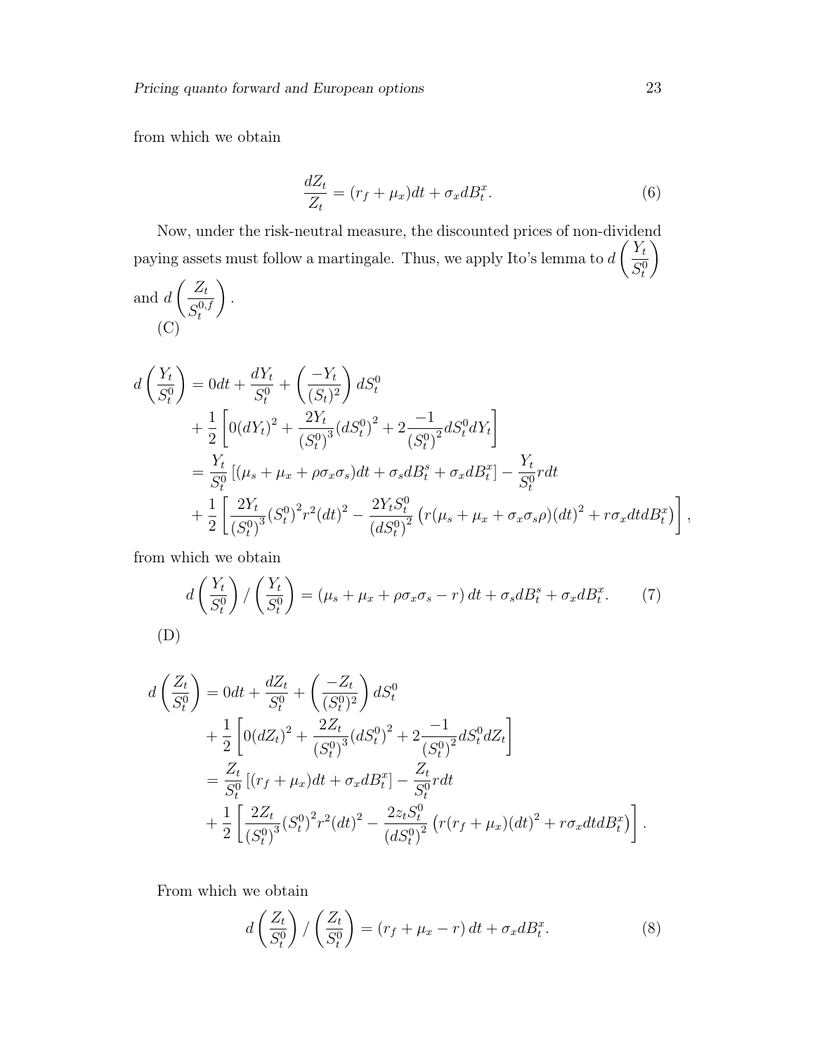from which we obtain

$$\frac{dZ_t}{Z_t} = (r_f + \mu_x)dt + \sigma_x dB_t^x. \tag{6}$$

Now, under the risk-neutral measure, the discounted prices of non-dividend paying assets must follow a martingale. Thus, we apply Ito's lemma to $d\left(\frac{Y_t}{S_t^0}\right)$ and $d\left(\frac{Z_t}{S_t^{0,f}}\right)$.

(C)

$$\begin{aligned}
d\left(\frac{Y_t}{S_t^0}\right) &= 0dt + \frac{dY_t}{S_t^0} + \left(\frac{-Y_t}{(S_t)^2}\right) dS_t^0 \\
&+ \frac{1}{2}\left[0(dY_t)^2 + \frac{2Y_t}{(S_t^0)^3}(dS_t^0)^2 + 2\frac{-1}{(S_t^0)^2} dS_t^0 dY_t\right] \\
&= \frac{Y_t}{S_t^0}\left[(\mu_s + \mu_x + \rho\sigma_x\sigma_s)dt + \sigma_s dB_t^s + \sigma_x dB_t^x\right] - \frac{Y_t}{S_t^0} r dt \\
&+ \frac{1}{2}\left[\frac{2Y_t}{(S_t^0)^3}(S_t^0)^2 r^2 (dt)^2 - \frac{2Y_t S_t^0}{(dS_t^0)^2}\left(r(\mu_s + \mu_x + \sigma_x\sigma_s\rho)(dt)^2 + r\sigma_x dt dB_t^x\right)\right],
\end{aligned}$$

from which we obtain

$$d\left(\frac{Y_t}{S_t^0}\right) / \left(\frac{Y_t}{S_t^0}\right) = \left(\mu_s + \mu_x + \rho\sigma_x\sigma_s - r\right) dt + \sigma_s dB_t^s + \sigma_x dB_t^x. \tag{7}$$

(D)

$$\begin{aligned}
d\left(\frac{Z_t}{S_t^0}\right) &= 0dt + \frac{dZ_t}{S_t^0} + \left(\frac{-Z_t}{(S_t^0)^2}\right) dS_t^0 \\
&+ \frac{1}{2}\left[0(dZ_t)^2 + \frac{2Z_t}{(S_t^0)^3}(dS_t^0)^2 + 2\frac{-1}{(S_t^0)^2} dS_t^0 dZ_t\right] \\
&= \frac{Z_t}{S_t^0}\left[(r_f + \mu_x)dt + \sigma_x dB_t^x\right] - \frac{Z_t}{S_t^0} r dt \\
&+ \frac{1}{2}\left[\frac{2Z_t}{(S_t^0)^3}(S_t^0)^2 r^2 (dt)^2 - \frac{2z_t S_t^0}{(dS_t^0)^2}\left(r(r_f + \mu_x)(dt)^2 + r\sigma_x dt dB_t^x\right)\right].
\end{aligned}$$

From which we obtain

$$d\left(\frac{Z_t}{S_t^0}\right) / \left(\frac{Z_t}{S_t^0}\right) = \left(r_f + \mu_x - r\right) dt + \sigma_x dB_t^x. \tag{8}$$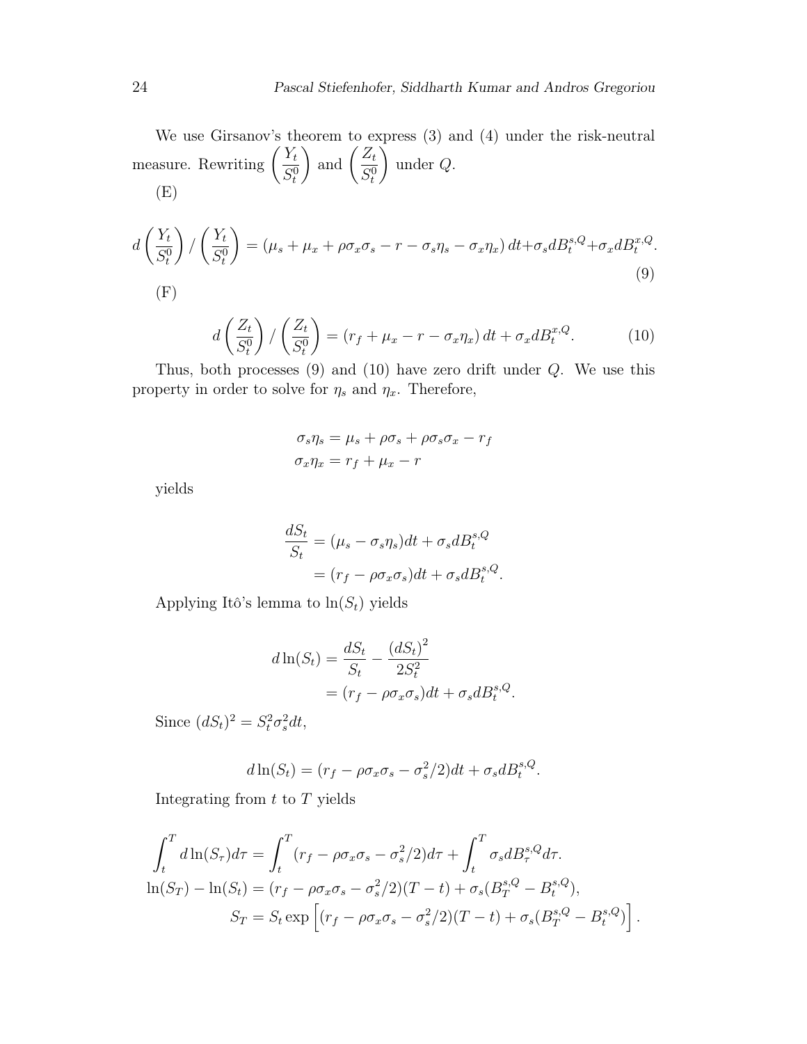We use Girsanov's theorem to express (3) and (4) under the risk-neutral measure. Rewriting $\left(\frac{Y_t}{S_t^0}\right)$ and $\left(\frac{Z_t}{S_t^0}\right)$ under $Q$.

(E)

$$d\left(\frac{Y_t}{S_t^0}\right)/\left(\frac{Y_t}{S_t^0}\right) = \left(\mu_s + \mu_x + \rho\sigma_x\sigma_s - r - \sigma_s\eta_s - \sigma_x\eta_x\right)dt + \sigma_s dB_t^{s,Q} + \sigma_x dB_t^{x,Q}. \tag{9}$$

(F)

$$d\left(\frac{Z_t}{S_t^0}\right)/\left(\frac{Z_t}{S_t^0}\right) = \left(r_f + \mu_x - r - \sigma_x\eta_x\right)dt + \sigma_x dB_t^{x,Q}. \tag{10}$$

Thus, both processes (9) and (10) have zero drift under $Q$. We use this property in order to solve for $\eta_s$ and $\eta_x$. Therefore,

$$\begin{aligned}
\sigma_s\eta_s &= \mu_s + \rho\sigma_s + \rho\sigma_s\sigma_x - r_f \\
\sigma_x\eta_x &= r_f + \mu_x - r
\end{aligned}$$

yields

$$\begin{aligned}
\frac{dS_t}{S_t} &= (\mu_s - \sigma_s\eta_s)dt + \sigma_s dB_t^{s,Q} \\
&= (r_f - \rho\sigma_x\sigma_s)dt + \sigma_s dB_t^{s,Q}.
\end{aligned}$$

Applying Itô's lemma to $\ln(S_t)$ yields

$$\begin{aligned}
d\ln(S_t) &= \frac{dS_t}{S_t} - \frac{(dS_t)^2}{2S_t^2} \\
&= (r_f - \rho\sigma_x\sigma_s)dt + \sigma_s dB_t^{s,Q}.
\end{aligned}$$

Since $(dS_t)^2 = S_t^2\sigma_s^2 dt$,

$$d\ln(S_t) = (r_f - \rho\sigma_x\sigma_s - \sigma_s^2/2)dt + \sigma_s dB_t^{s,Q}.$$

Integrating from $t$ to $T$ yields

$$\begin{aligned}
\int_t^T d\ln(S_\tau)d\tau &= \int_t^T (r_f - \rho\sigma_x\sigma_s - \sigma_s^2/2)d\tau + \int_t^T \sigma_s dB_\tau^{s,Q}d\tau. \\
\ln(S_T) - \ln(S_t) &= (r_f - \rho\sigma_x\sigma_s - \sigma_s^2/2)(T-t) + \sigma_s(B_T^{s,Q} - B_t^{s,Q}), \\
S_T &= S_t \exp\left[(r_f - \rho\sigma_x\sigma_s - \sigma_s^2/2)(T-t) + \sigma_s(B_T^{s,Q} - B_t^{s,Q})\right].
\end{aligned}$$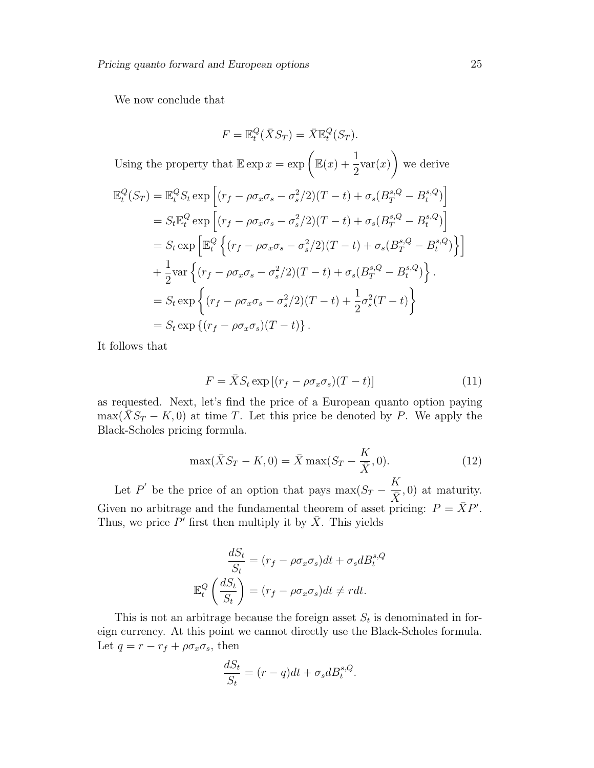We now conclude that

$$F = \mathbb{E}_t^Q(\bar{X}S_T) = \bar{X}\mathbb{E}_t^Q(S_T).$$

Using the property that $\mathbb{E}\exp x = \exp\left(\mathbb{E}(x) + \frac{1}{2}\text{var}(x)\right)$ we derive

$$\begin{aligned}
\mathbb{E}_t^Q(S_T) &= \mathbb{E}_t^Q S_t \exp\left[(r_f - \rho\sigma_x\sigma_s - \sigma_s^2/2)(T-t) + \sigma_s(B_T^{s,Q} - B_t^{s,Q})\right] \\
&= S_t \mathbb{E}_t^Q \exp\left[(r_f - \rho\sigma_x\sigma_s - \sigma_s^2/2)(T-t) + \sigma_s(B_T^{s,Q} - B_t^{s,Q})\right] \\
&= S_t \exp\left[\mathbb{E}_t^Q\left\{(r_f - \rho\sigma_x\sigma_s - \sigma_s^2/2)(T-t) + \sigma_s(B_T^{s,Q} - B_t^{s,Q})\right\}\right] \\
&+ \frac{1}{2}\text{var}\left\{(r_f - \rho\sigma_x\sigma_s - \sigma_s^2/2)(T-t) + \sigma_s(B_T^{s,Q} - B_t^{s,Q})\right\}. \\
&= S_t \exp\left\{(r_f - \rho\sigma_x\sigma_s - \sigma_s^2/2)(T-t) + \frac{1}{2}\sigma_s^2(T-t)\right\} \\
&= S_t \exp\left\{(r_f - \rho\sigma_x\sigma_s)(T-t)\right\}.
\end{aligned}$$

It follows that

$$F = \bar{X}S_t \exp\left[(r_f - \rho\sigma_x\sigma_s)(T-t)\right] \tag{11}$$

as requested. Next, let's find the price of a European quanto option paying $\max(\bar{X}S_T - K, 0)$ at time $T$. Let this price be denoted by $P$. We apply the Black-Scholes pricing formula.

$$\max(\bar{X}S_T - K, 0) = \bar{X}\max(S_T - \frac{K}{\bar{X}}, 0). \tag{12}$$

Let $P'$ be the price of an option that pays $\max(S_T - \frac{K}{\bar{X}}, 0)$ at maturity. Given no arbitrage and the fundamental theorem of asset pricing: $P = \bar{X}P'$. Thus, we price $P'$ first then multiply it by $\bar{X}$. This yields

$$\begin{aligned}
\frac{dS_t}{S_t} &= (r_f - \rho\sigma_x\sigma_s)dt + \sigma_s dB_t^{s,Q} \\
\mathbb{E}_t^Q\left(\frac{dS_t}{S_t}\right) &= (r_f - \rho\sigma_x\sigma_s)dt \neq r dt.
\end{aligned}$$

This is not an arbitrage because the foreign asset $S_t$ is denominated in foreign currency. At this point we cannot directly use the Black-Scholes formula. Let $q = r - r_f + \rho\sigma_x\sigma_s$, then

$$\frac{dS_t}{S_t} = (r - q)dt + \sigma_s dB_t^{s,Q}.$$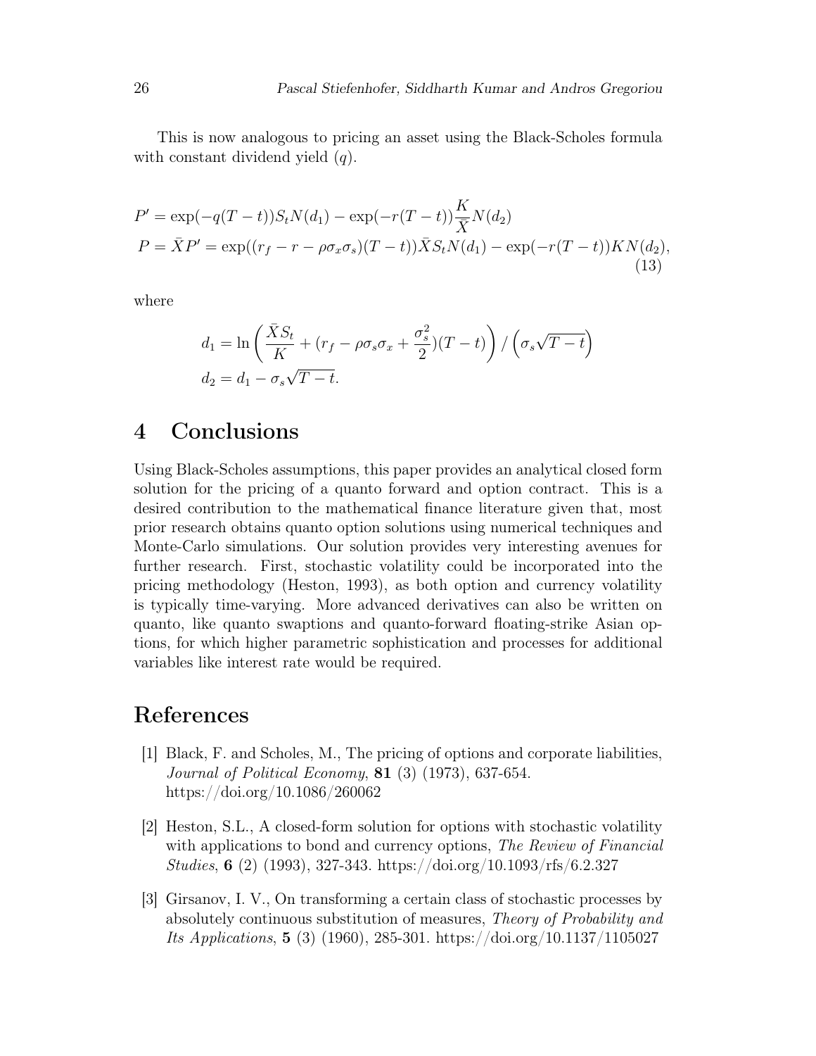This is now analogous to pricing an asset using the Black-Scholes formula with constant dividend yield ($q$).

$$
\begin{aligned}
P' &= \exp(-q(T-t))S_t N(d_1) - \exp(-r(T-t))\frac{K}{\bar{X}}N(d_2) \\
P = \bar{X}P' &= \exp((r_f - r - \rho\sigma_x\sigma_s)(T-t))\bar{X}S_t N(d_1) - \exp(-r(T-t))KN(d_2),
\end{aligned}
\tag{13}
$$

where

$$
\begin{aligned}
d_1 &= \ln\left(\frac{\bar{X}S_t}{K} + (r_f - \rho\sigma_s\sigma_x + \frac{\sigma_s^2}{2})(T-t)\right) / \left(\sigma_s\sqrt{T-t}\right) \\
d_2 &= d_1 - \sigma_s\sqrt{T-t}.
\end{aligned}
$$

## 4 Conclusions

Using Black-Scholes assumptions, this paper provides an analytical closed form solution for the pricing of a quanto forward and option contract. This is a desired contribution to the mathematical finance literature given that, most prior research obtains quanto option solutions using numerical techniques and Monte-Carlo simulations. Our solution provides very interesting avenues for further research. First, stochastic volatility could be incorporated into the pricing methodology (Heston, 1993), as both option and currency volatility is typically time-varying. More advanced derivatives can also be written on quanto, like quanto swaptions and quanto-forward floating-strike Asian options, for which higher parametric sophistication and processes for additional variables like interest rate would be required.

## References

[1] Black, F. and Scholes, M., The pricing of options and corporate liabilities, *Journal of Political Economy*, **81** (3) (1973), 637-654. https://doi.org/10.1086/260062

[2] Heston, S.L., A closed-form solution for options with stochastic volatility with applications to bond and currency options, *The Review of Financial Studies*, **6** (2) (1993), 327-343. https://doi.org/10.1093/rfs/6.2.327

[3] Girsanov, I. V., On transforming a certain class of stochastic processes by absolutely continuous substitution of measures, *Theory of Probability and Its Applications*, **5** (3) (1960), 285-301. https://doi.org/10.1137/1105027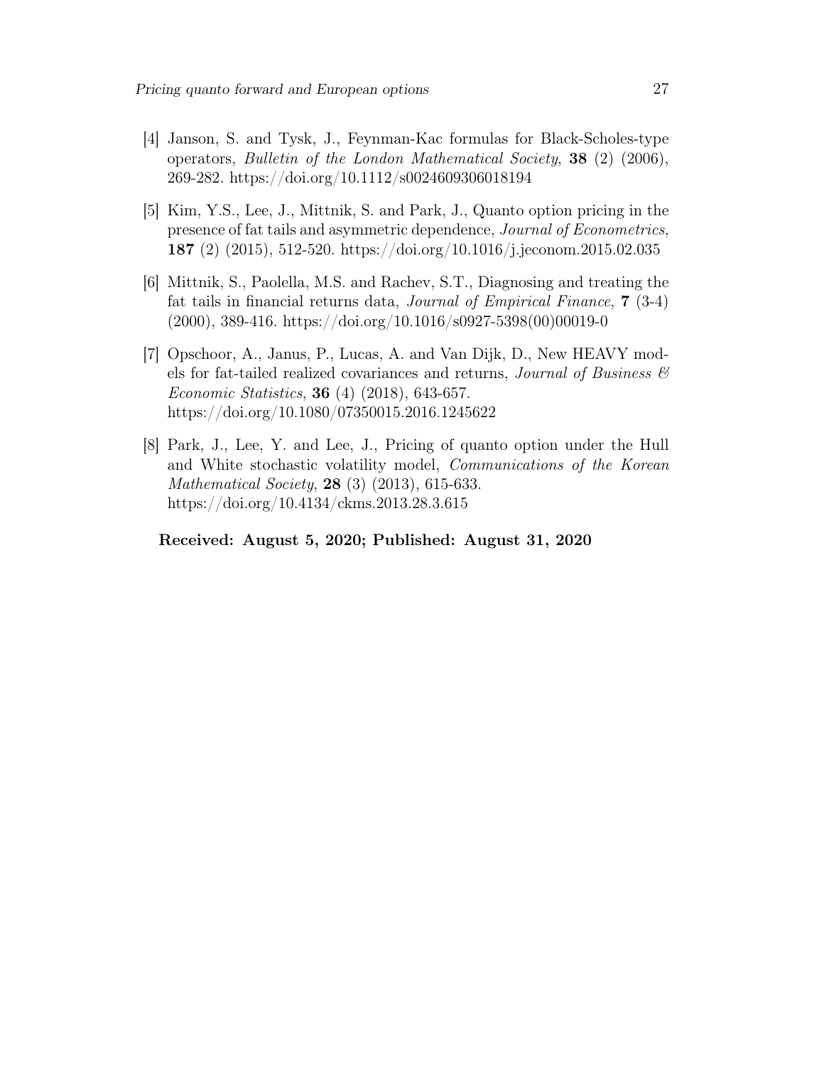[4] Janson, S. and Tysk, J., Feynman-Kac formulas for Black-Scholes-type operators, *Bulletin of the London Mathematical Society*, **38** (2) (2006), 269-282. https://doi.org/10.1112/s0024609306018194

[5] Kim, Y.S., Lee, J., Mittnik, S. and Park, J., Quanto option pricing in the presence of fat tails and asymmetric dependence, *Journal of Econometrics*, **187** (2) (2015), 512-520. https://doi.org/10.1016/j.jeconom.2015.02.035

[6] Mittnik, S., Paolella, M.S. and Rachev, S.T., Diagnosing and treating the fat tails in financial returns data, *Journal of Empirical Finance*, **7** (3-4) (2000), 389-416. https://doi.org/10.1016/s0927-5398(00)00019-0

[7] Opschoor, A., Janus, P., Lucas, A. and Van Dijk, D., New HEAVY models for fat-tailed realized covariances and returns, *Journal of Business & Economic Statistics*, **36** (4) (2018), 643-657. https://doi.org/10.1080/07350015.2016.1245622

[8] Park, J., Lee, Y. and Lee, J., Pricing of quanto option under the Hull and White stochastic volatility model, *Communications of the Korean Mathematical Society*, **28** (3) (2013), 615-633. https://doi.org/10.4134/ckms.2013.28.3.615

**Received: August 5, 2020; Published: August 31, 2020**